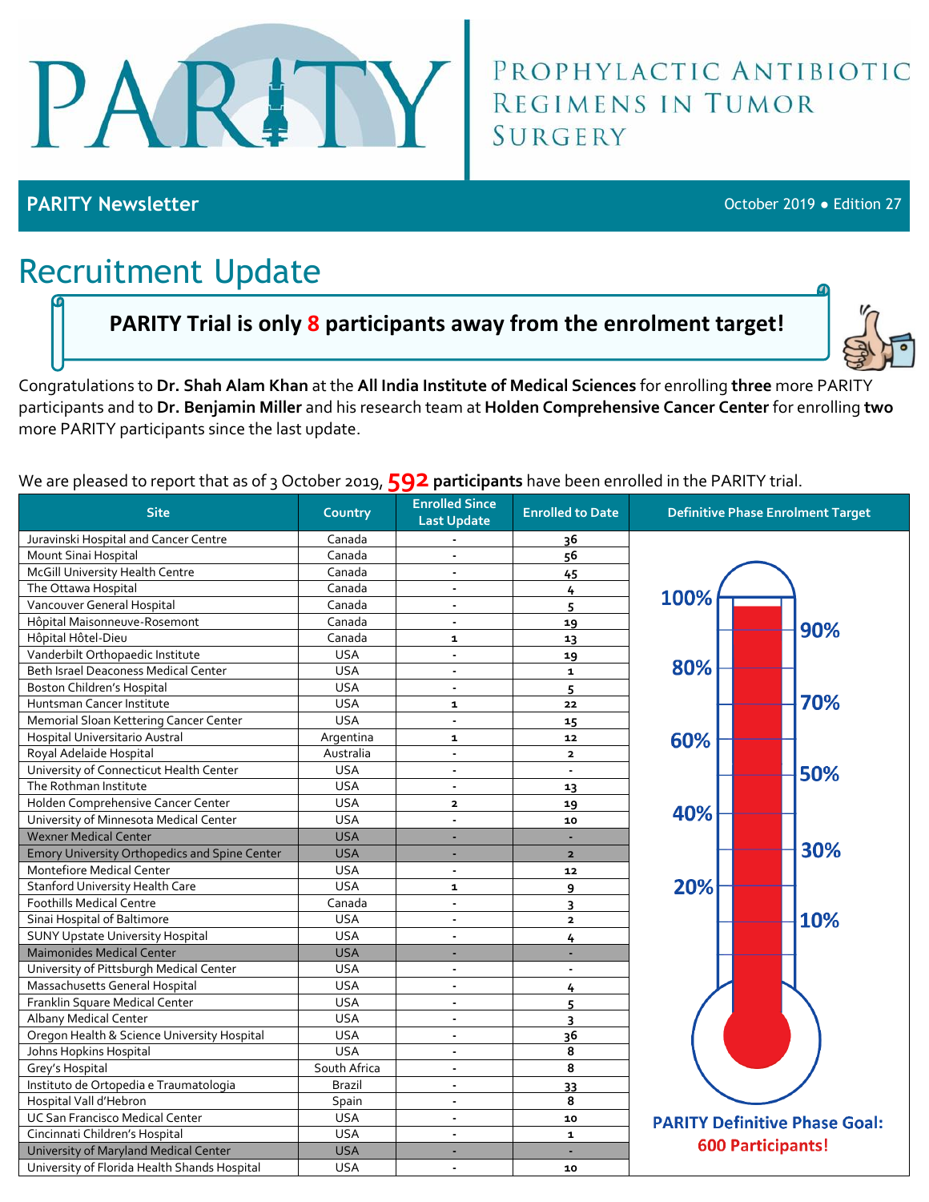# PARITY

**PROPHYLACTIC ANTIBIOTIC REGIMENS IN TUMOR SURGERY**

**PARITY Newsletter** — October 2019 ● Edition 27

## Recruitment Update

**PARITY Trial is only 8 participants away from the enrolment target!**

Congratulations to **Dr. Shah Alam Khan** at the **All India Institute of Medical Sciences** for enrolling **three** more PARITY participants and to **Dr. Benjamin Miller** and his research team at **Holden Comprehensive Cancer Center** for enrolling **two** more PARITY participants since the last update.

We are pleased to report that as of 3 October 2019, **592 participants** have been enrolled in the PARITY trial.

| Site | Country | Enrolled Since Last Update | Enrolled to Date |
|---|---|---|---|
| Juravinski Hospital and Cancer Centre | Canada | - | 36 |
| Mount Sinai Hospital | Canada | - | 56 |
| McGill University Health Centre | Canada | - | 45 |
| The Ottawa Hospital | Canada | - | 4 |
| Vancouver General Hospital | Canada | - | 5 |
| Hôpital Maisonneuve-Rosemont | Canada | - | 19 |
| Hôpital Hôtel-Dieu | Canada | 1 | 13 |
| Vanderbilt Orthopaedic Institute | USA | - | 19 |
| Beth Israel Deaconess Medical Center | USA | - | 1 |
| Boston Children's Hospital | USA | - | 5 |
| Huntsman Cancer Institute | USA | 1 | 22 |
| Memorial Sloan Kettering Cancer Center | USA | - | 15 |
| Hospital Universitario Austral | Argentina | 1 | 12 |
| Royal Adelaide Hospital | Australia | - | 2 |
| University of Connecticut Health Center | USA | - | - |
| The Rothman Institute | USA | - | 13 |
| Holden Comprehensive Cancer Center | USA | 2 | 19 |
| University of Minnesota Medical Center | USA | - | 10 |
| Wexner Medical Center | USA | - | - |
| Emory University Orthopedics and Spine Center | USA | - | 2 |
| Montefiore Medical Center | USA | - | 12 |
| Stanford University Health Care | USA | 1 | 9 |
| Foothills Medical Centre | Canada | - | 3 |
| Sinai Hospital of Baltimore | USA | - | 2 |
| SUNY Upstate University Hospital | USA | - | 4 |
| Maimonides Medical Center | USA | - | - |
| University of Pittsburgh Medical Center | USA | - | - |
| Massachusetts General Hospital | USA | - | 4 |
| Franklin Square Medical Center | USA | - | 5 |
| Albany Medical Center | USA | - | 3 |
| Oregon Health & Science University Hospital | USA | - | 36 |
| Johns Hopkins Hospital | USA | - | 8 |
| Grey's Hospital | South Africa | - | 8 |
| Instituto de Ortopedia e Traumatologia | Brazil | - | 33 |
| Hospital Vall d'Hebron | Spain | - | 8 |
| UC San Francisco Medical Center | USA | - | 10 |
| Cincinnati Children's Hospital | USA | - | 1 |
| University of Maryland Medical Center | USA | - | - |
| University of Florida Health Shands Hospital | USA | - | 10 |

**Definitive Phase Enrolment Target**

100% · 90% · 80% · 70% · 60% · 50% · 40% · 30% · 20% · 10%

**PARITY Definitive Phase Goal: 600 Participants!**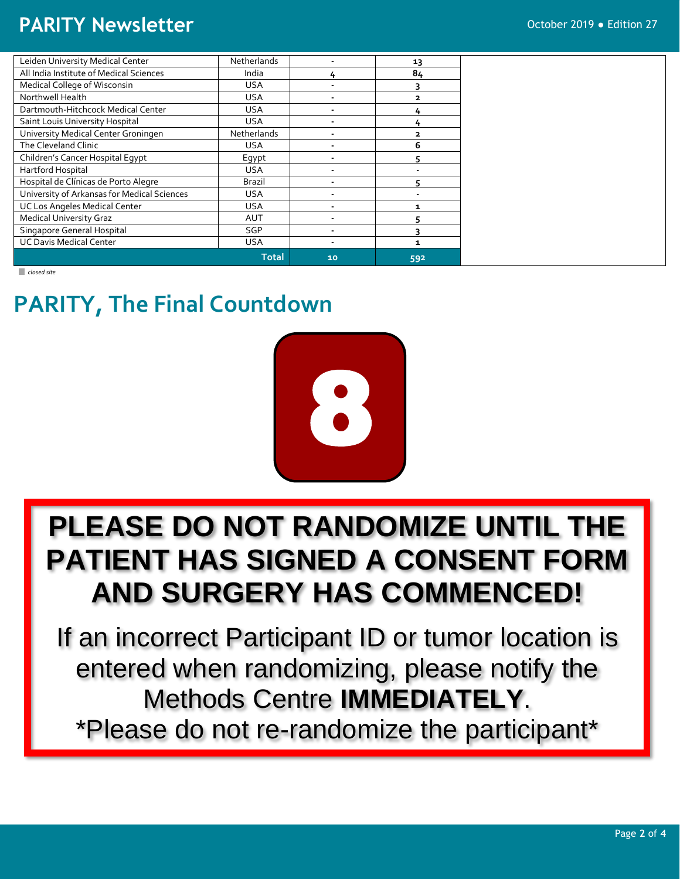| | | | |
|---|---|---|---|
| Leiden University Medical Center | Netherlands | - | 13 |
| All India Institute of Medical Sciences | India | 4 | 84 |
| Medical College of Wisconsin | USA | - | 3 |
| Northwell Health | USA | - | 2 |
| Dartmouth-Hitchcock Medical Center | USA | - | 4 |
| Saint Louis University Hospital | USA | - | 4 |
| University Medical Center Groningen | Netherlands | - | 2 |
| The Cleveland Clinic | USA | - | 6 |
| Children's Cancer Hospital Egypt | Egypt | - | 5 |
| Hartford Hospital | USA | - | - |
| Hospital de Clínicas de Porto Alegre | Brazil | - | 5 |
| University of Arkansas for Medical Sciences | USA | - | - |
| UC Los Angeles Medical Center | USA | - | 1 |
| Medical University Graz | AUT | - | 5 |
| Singapore General Hospital | SGP | - | 3 |
| UC Davis Medical Center | USA | - | 1 |
| | **Total** | **10** | **592** |

*closed site*

# PARITY, The Final Countdown

8

**PLEASE DO NOT RANDOMIZE UNTIL THE PATIENT HAS SIGNED A CONSENT FORM AND SURGERY HAS COMMENCED!**

If an incorrect Participant ID or tumor location is entered when randomizing, please notify the Methods Centre **IMMEDIATELY**.

*Please do not re-randomize the participant*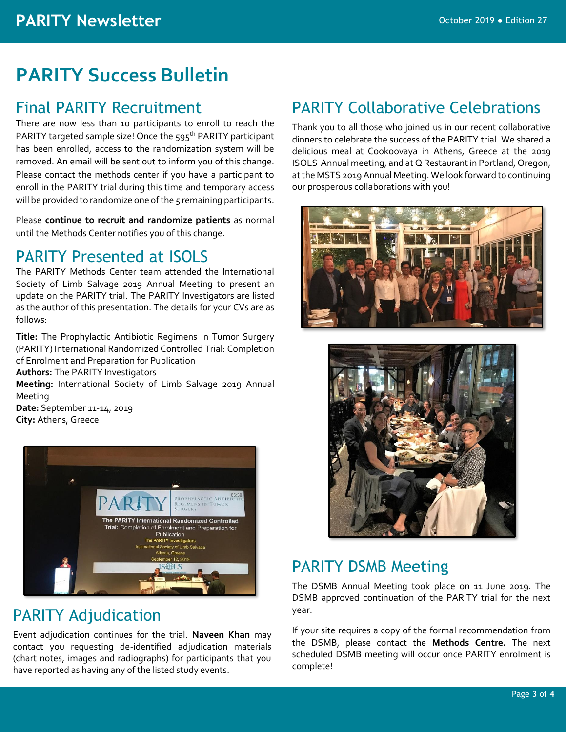# PARITY Success Bulletin

## Final PARITY Recruitment

There are now less than 10 participants to enroll to reach the PARITY targeted sample size! Once the 595th PARITY participant has been enrolled, access to the randomization system will be removed. An email will be sent out to inform you of this change. Please contact the methods center if you have a participant to enroll in the PARITY trial during this time and temporary access will be provided to randomize one of the 5 remaining participants.

Please **continue to recruit and randomize patients** as normal until the Methods Center notifies you of this change.

## PARITY Presented at ISOLS

The PARITY Methods Center team attended the International Society of Limb Salvage 2019 Annual Meeting to present an update on the PARITY trial. The PARITY Investigators are listed as the author of this presentation. The details for your CVs are as follows:

**Title:** The Prophylactic Antibiotic Regimens In Tumor Surgery (PARITY) International Randomized Controlled Trial: Completion of Enrolment and Preparation for Publication
**Authors:** The PARITY Investigators
**Meeting:** International Society of Limb Salvage 2019 Annual Meeting
**Date:** September 11-14, 2019
**City:** Athens, Greece

## PARITY Adjudication

Event adjudication continues for the trial. **Naveen Khan** may contact you requesting de-identified adjudication materials (chart notes, images and radiographs) for participants that you have reported as having any of the listed study events.

## PARITY Collaborative Celebrations

Thank you to all those who joined us in our recent collaborative dinners to celebrate the success of the PARITY trial. We shared a delicious meal at Cookoovaya in Athens, Greece at the 2019 ISOLS Annual meeting, and at Q Restaurant in Portland, Oregon, at the MSTS 2019 Annual Meeting. We look forward to continuing our prosperous collaborations with you!

## PARITY DSMB Meeting

The DSMB Annual Meeting took place on 11 June 2019. The DSMB approved continuation of the PARITY trial for the next year.

If your site requires a copy of the formal recommendation from the DSMB, please contact the **Methods Centre.** The next scheduled DSMB meeting will occur once PARITY enrolment is complete!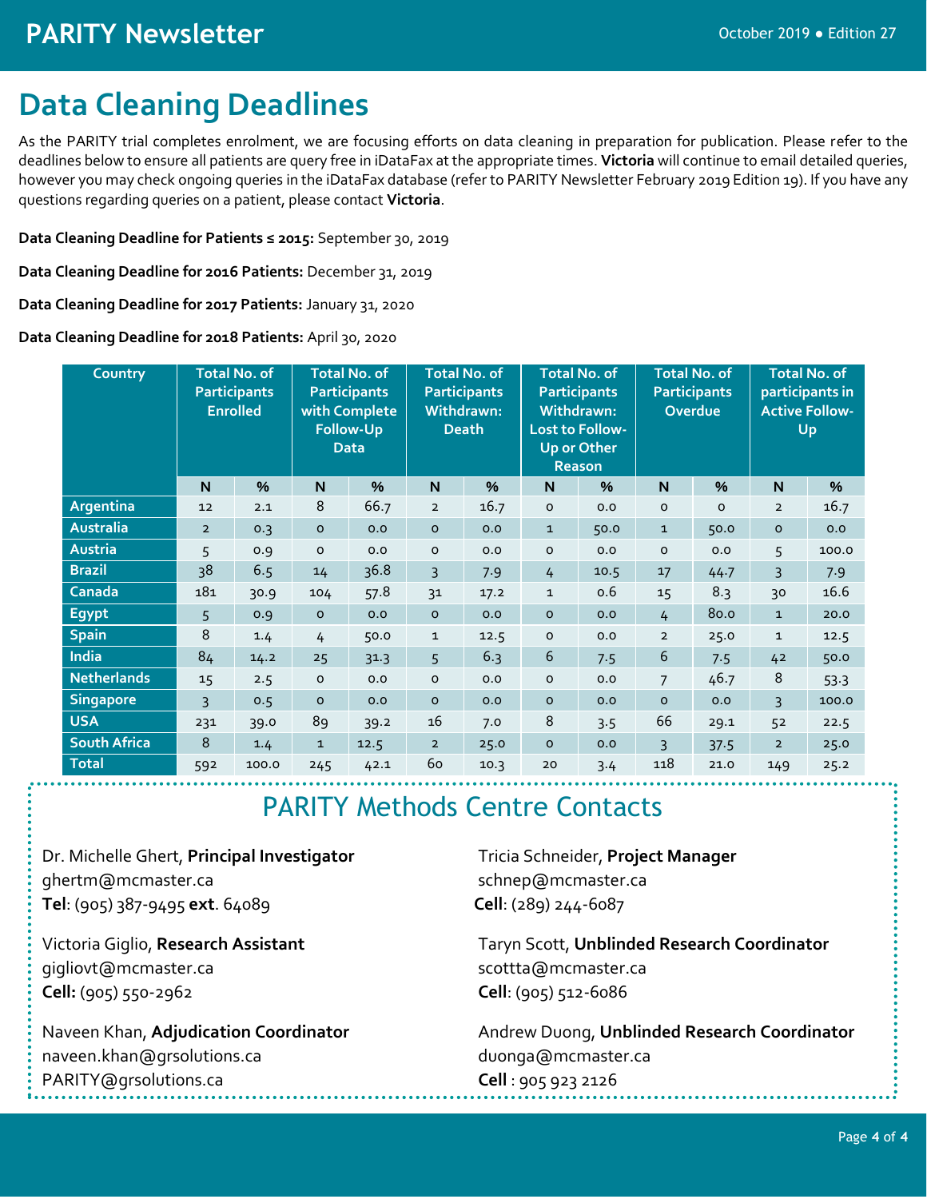# Data Cleaning Deadlines

As the PARITY trial completes enrolment, we are focusing efforts on data cleaning in preparation for publication. Please refer to the deadlines below to ensure all patients are query free in iDataFax at the appropriate times. **Victoria** will continue to email detailed queries, however you may check ongoing queries in the iDataFax database (refer to PARITY Newsletter February 2019 Edition 19). If you have any questions regarding queries on a patient, please contact **Victoria**.

**Data Cleaning Deadline for Patients ≤ 2015:** September 30, 2019

**Data Cleaning Deadline for 2016 Patients:** December 31, 2019

**Data Cleaning Deadline for 2017 Patients:** January 31, 2020

**Data Cleaning Deadline for 2018 Patients:** April 30, 2020

| Country | Total No. of Participants Enrolled | | Total No. of Participants with Complete Follow-Up Data | | Total No. of Participants Withdrawn: Death | | Total No. of Participants Withdrawn: Lost to Follow-Up or Other Reason | | Total No. of Participants Overdue | | Total No. of participants in Active Follow-Up | |
|---|---|---|---|---|---|---|---|---|---|---|---|---|
| | N | % | N | % | N | % | N | % | N | % | N | % |
| Argentina | 12 | 2.1 | 8 | 66.7 | 2 | 16.7 | 0 | 0.0 | 0 | 0 | 2 | 16.7 |
| Australia | 2 | 0.3 | 0 | 0.0 | 0 | 0.0 | 1 | 50.0 | 1 | 50.0 | 0 | 0.0 |
| Austria | 5 | 0.9 | 0 | 0.0 | 0 | 0.0 | 0 | 0.0 | 0 | 0.0 | 5 | 100.0 |
| Brazil | 38 | 6.5 | 14 | 36.8 | 3 | 7.9 | 4 | 10.5 | 17 | 44.7 | 3 | 7.9 |
| Canada | 181 | 30.9 | 104 | 57.8 | 31 | 17.2 | 1 | 0.6 | 15 | 8.3 | 30 | 16.6 |
| Egypt | 5 | 0.9 | 0 | 0.0 | 0 | 0.0 | 0 | 0.0 | 4 | 80.0 | 1 | 20.0 |
| Spain | 8 | 1.4 | 4 | 50.0 | 1 | 12.5 | 0 | 0.0 | 2 | 25.0 | 1 | 12.5 |
| India | 84 | 14.2 | 25 | 31.3 | 5 | 6.3 | 6 | 7.5 | 6 | 7.5 | 42 | 50.0 |
| Netherlands | 15 | 2.5 | 0 | 0.0 | 0 | 0.0 | 0 | 0.0 | 7 | 46.7 | 8 | 53.3 |
| Singapore | 3 | 0.5 | 0 | 0.0 | 0 | 0.0 | 0 | 0.0 | 0 | 0.0 | 3 | 100.0 |
| USA | 231 | 39.0 | 89 | 39.2 | 16 | 7.0 | 8 | 3.5 | 66 | 29.1 | 52 | 22.5 |
| South Africa | 8 | 1.4 | 1 | 12.5 | 2 | 25.0 | 0 | 0.0 | 3 | 37.5 | 2 | 25.0 |
| Total | 592 | 100.0 | 245 | 42.1 | 60 | 10.3 | 20 | 3.4 | 118 | 21.0 | 149 | 25.2 |

## PARITY Methods Centre Contacts

Dr. Michelle Ghert, **Principal Investigator**
ghertm@mcmaster.ca
**Tel**: (905) 387-9495 **ext**. 64089

Victoria Giglio, **Research Assistant**
gigliovt@mcmaster.ca
**Cell:** (905) 550-2962

Naveen Khan, **Adjudication Coordinator**
naveen.khan@grsolutions.ca
PARITY@grsolutions.ca

Tricia Schneider, **Project Manager**
schnep@mcmaster.ca
**Cell**: (289) 244-6087

Taryn Scott, **Unblinded Research Coordinator**
scottta@mcmaster.ca
**Cell**: (905) 512-6086

Andrew Duong, **Unblinded Research Coordinator**
duonga@mcmaster.ca
**Cell** : 905 923 2126